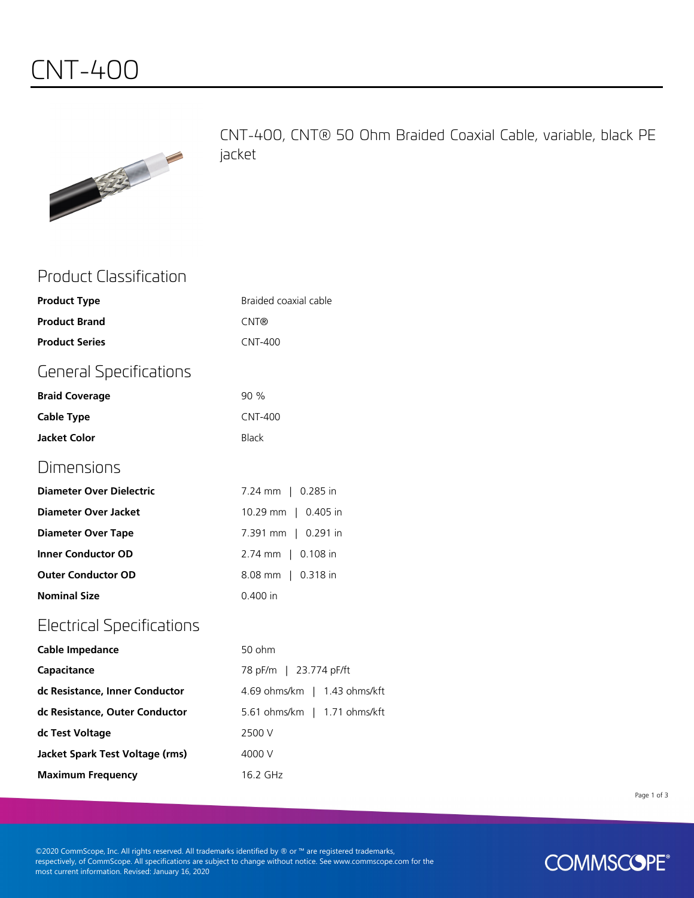# CNT-400

CNT-400, CNT® 50 Ohm Braided Coaxial Cable, variable, black PE jacket

## Product Classification

| | |
|---|---|
| **Product Type** | Braided coaxial cable |
| **Product Brand** | CNT® |
| **Product Series** | CNT-400 |

## General Specifications

| | |
|---|---|
| **Braid Coverage** | 90 % |
| **Cable Type** | CNT-400 |
| **Jacket Color** | Black |

## Dimensions

| | |
|---|---|
| **Diameter Over Dielectric** | 7.24 mm \| 0.285 in |
| **Diameter Over Jacket** | 10.29 mm \| 0.405 in |
| **Diameter Over Tape** | 7.391 mm \| 0.291 in |
| **Inner Conductor OD** | 2.74 mm \| 0.108 in |
| **Outer Conductor OD** | 8.08 mm \| 0.318 in |
| **Nominal Size** | 0.400 in |

## Electrical Specifications

| | |
|---|---|
| **Cable Impedance** | 50 ohm |
| **Capacitance** | 78 pF/m \| 23.774 pF/ft |
| **dc Resistance, Inner Conductor** | 4.69 ohms/km \| 1.43 ohms/kft |
| **dc Resistance, Outer Conductor** | 5.61 ohms/km \| 1.71 ohms/kft |
| **dc Test Voltage** | 2500 V |
| **Jacket Spark Test Voltage (rms)** | 4000 V |
| **Maximum Frequency** | 16.2 GHz |

©2020 CommScope, Inc. All rights reserved. All trademarks identified by ® or ™ are registered trademarks, respectively, of CommScope. All specifications are subject to change without notice. See www.commscope.com for the most current information. Revised: January 16, 2020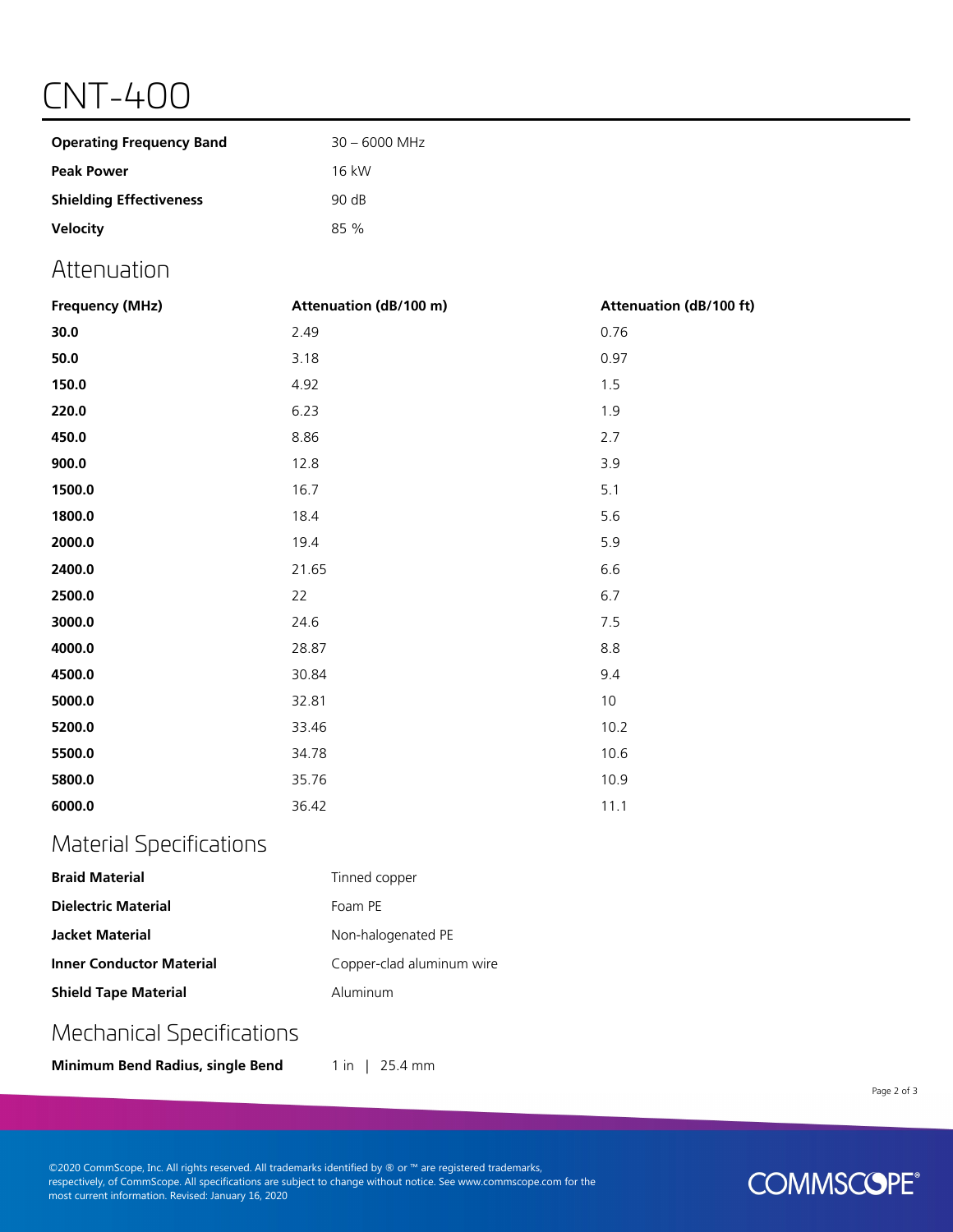# CNT-400

| | |
|---|---|
| **Operating Frequency Band** | 30 – 6000 MHz |
| **Peak Power** | 16 kW |
| **Shielding Effectiveness** | 90 dB |
| **Velocity** | 85 % |

## Attenuation

| Frequency (MHz) | Attenuation (dB/100 m) | Attenuation (dB/100 ft) |
|---|---|---|
| **30.0** | 2.49 | 0.76 |
| **50.0** | 3.18 | 0.97 |
| **150.0** | 4.92 | 1.5 |
| **220.0** | 6.23 | 1.9 |
| **450.0** | 8.86 | 2.7 |
| **900.0** | 12.8 | 3.9 |
| **1500.0** | 16.7 | 5.1 |
| **1800.0** | 18.4 | 5.6 |
| **2000.0** | 19.4 | 5.9 |
| **2400.0** | 21.65 | 6.6 |
| **2500.0** | 22 | 6.7 |
| **3000.0** | 24.6 | 7.5 |
| **4000.0** | 28.87 | 8.8 |
| **4500.0** | 30.84 | 9.4 |
| **5000.0** | 32.81 | 10 |
| **5200.0** | 33.46 | 10.2 |
| **5500.0** | 34.78 | 10.6 |
| **5800.0** | 35.76 | 10.9 |
| **6000.0** | 36.42 | 11.1 |

## Material Specifications

| | |
|---|---|
| **Braid Material** | Tinned copper |
| **Dielectric Material** | Foam PE |
| **Jacket Material** | Non-halogenated PE |
| **Inner Conductor Material** | Copper-clad aluminum wire |
| **Shield Tape Material** | Aluminum |

## Mechanical Specifications

| | |
|---|---|
| **Minimum Bend Radius, single Bend** | 1 in \| 25.4 mm |

©2020 CommScope, Inc. All rights reserved. All trademarks identified by ® or ™ are registered trademarks, respectively, of CommScope. All specifications are subject to change without notice. See www.commscope.com for the most current information. Revised: January 16, 2020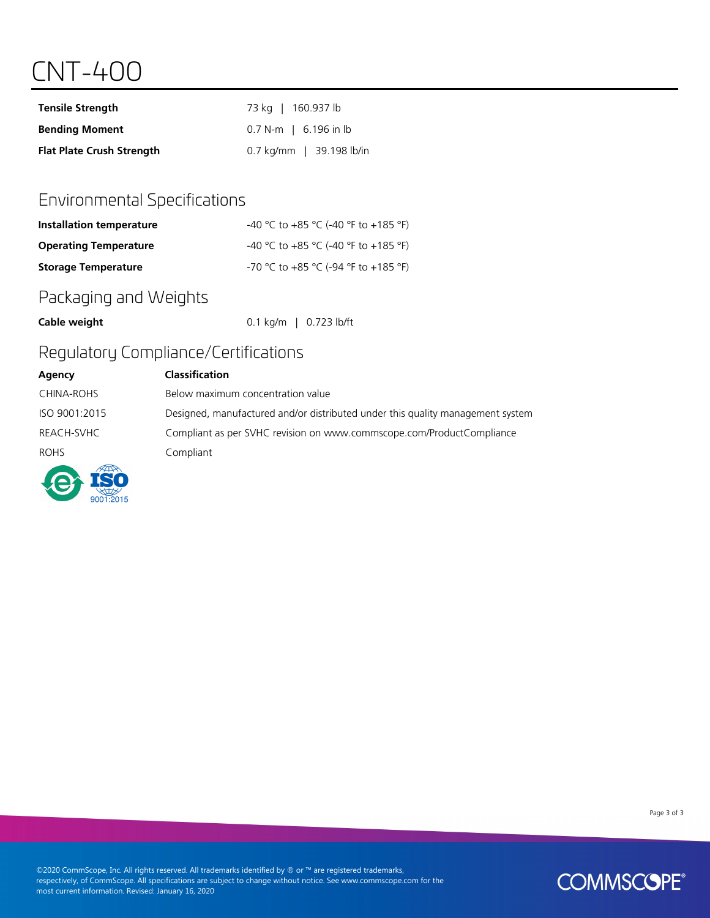# CNT-400

| | |
|---|---|
| **Tensile Strength** | 73 kg \| 160.937 lb |
| **Bending Moment** | 0.7 N-m \| 6.196 in lb |
| **Flat Plate Crush Strength** | 0.7 kg/mm \| 39.198 lb/in |

## Environmental Specifications

| | |
|---|---|
| **Installation temperature** | -40 °C to +85 °C (-40 °F to +185 °F) |
| **Operating Temperature** | -40 °C to +85 °C (-40 °F to +185 °F) |
| **Storage Temperature** | -70 °C to +85 °C (-94 °F to +185 °F) |

## Packaging and Weights

| | |
|---|---|
| **Cable weight** | 0.1 kg/m \| 0.723 lb/ft |

## Regulatory Compliance/Certifications

| Agency | Classification |
|---|---|
| CHINA-ROHS | Below maximum concentration value |
| ISO 9001:2015 | Designed, manufactured and/or distributed under this quality management system |
| REACH-SVHC | Compliant as per SVHC revision on www.commscope.com/ProductCompliance |
| ROHS | Compliant |

©2020 CommScope, Inc. All rights reserved. All trademarks identified by ® or ™ are registered trademarks, respectively, of CommScope. All specifications are subject to change without notice. See www.commscope.com for the most current information. Revised: January 16, 2020